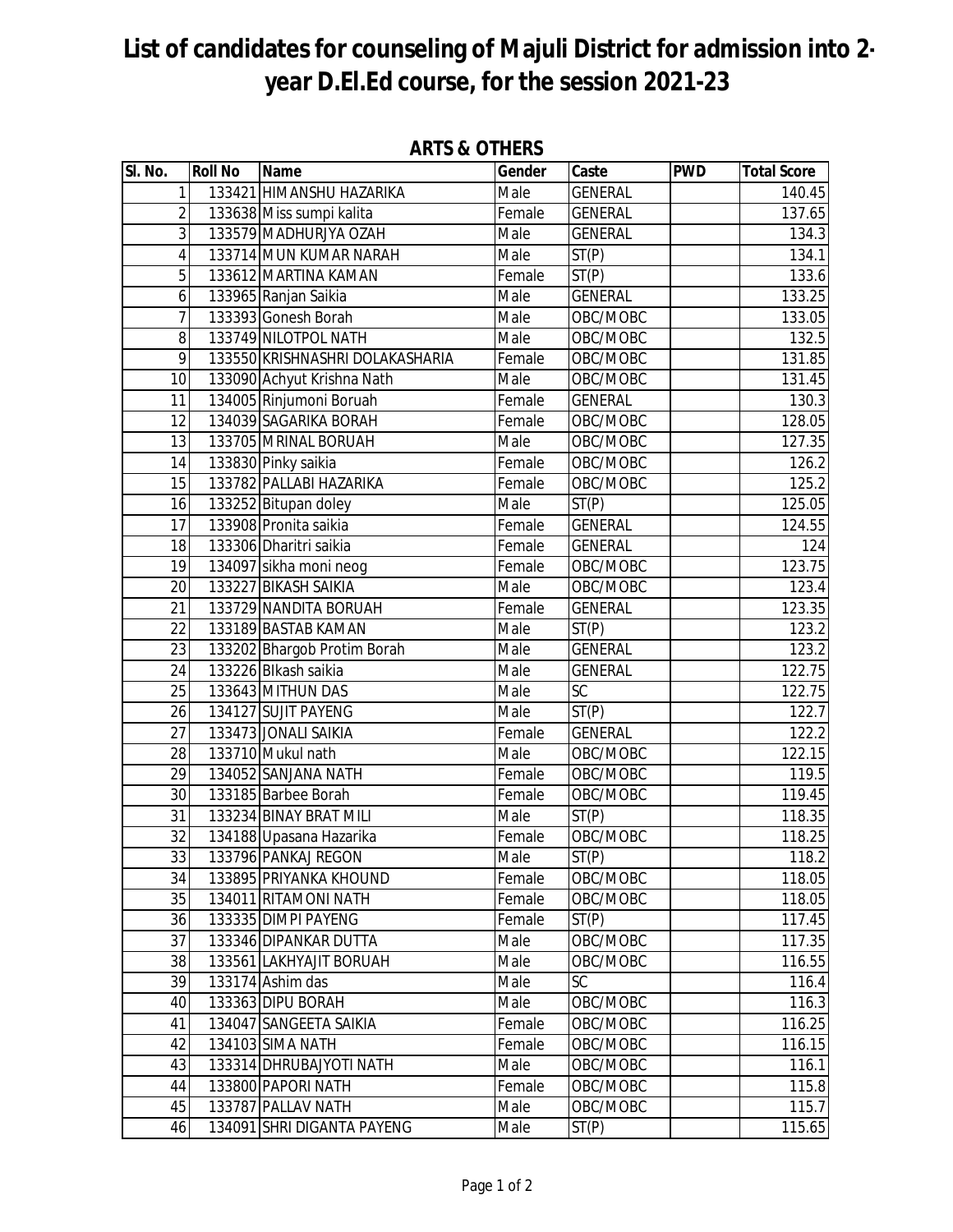# List of candidates for counseling of Majuli District for admission into 2-year D.El.Ed course, for the session 2021-23

## ARTS & OTHERS

| Sl. No. | Roll No | Name | Gender | Caste | PWD | Total Score |
|---|---|---|---|---|---|---|
| 1 | 133421 | HIMANSHU HAZARIKA | Male | GENERAL | | 140.45 |
| 2 | 133638 | Miss sumpi kalita | Female | GENERAL | | 137.65 |
| 3 | 133579 | MADHURJYA OZAH | Male | GENERAL | | 134.3 |
| 4 | 133714 | MUN KUMAR NARAH | Male | ST(P) | | 134.1 |
| 5 | 133612 | MARTINA KAMAN | Female | ST(P) | | 133.6 |
| 6 | 133965 | Ranjan Saikia | Male | GENERAL | | 133.25 |
| 7 | 133393 | Gonesh Borah | Male | OBC/MOBC | | 133.05 |
| 8 | 133749 | NILOTPOL NATH | Male | OBC/MOBC | | 132.5 |
| 9 | 133550 | KRISHNASHRI DOLAKASHARIA | Female | OBC/MOBC | | 131.85 |
| 10 | 133090 | Achyut Krishna Nath | Male | OBC/MOBC | | 131.45 |
| 11 | 134005 | Rinjumoni Boruah | Female | GENERAL | | 130.3 |
| 12 | 134039 | SAGARIKA BORAH | Female | OBC/MOBC | | 128.05 |
| 13 | 133705 | MRINAL BORUAH | Male | OBC/MOBC | | 127.35 |
| 14 | 133830 | Pinky saikia | Female | OBC/MOBC | | 126.2 |
| 15 | 133782 | PALLABI HAZARIKA | Female | OBC/MOBC | | 125.2 |
| 16 | 133252 | Bitupan doley | Male | ST(P) | | 125.05 |
| 17 | 133908 | Pronita saikia | Female | GENERAL | | 124.55 |
| 18 | 133306 | Dharitri saikia | Female | GENERAL | | 124 |
| 19 | 134097 | sikha moni neog | Female | OBC/MOBC | | 123.75 |
| 20 | 133227 | BIKASH SAIKIA | Male | OBC/MOBC | | 123.4 |
| 21 | 133729 | NANDITA BORUAH | Female | GENERAL | | 123.35 |
| 22 | 133189 | BASTAB KAMAN | Male | ST(P) | | 123.2 |
| 23 | 133202 | Bhargob Protim Borah | Male | GENERAL | | 123.2 |
| 24 | 133226 | BIkash saikia | Male | GENERAL | | 122.75 |
| 25 | 133643 | MITHUN DAS | Male | SC | | 122.75 |
| 26 | 134127 | SUJIT PAYENG | Male | ST(P) | | 122.7 |
| 27 | 133473 | JONALI SAIKIA | Female | GENERAL | | 122.2 |
| 28 | 133710 | Mukul nath | Male | OBC/MOBC | | 122.15 |
| 29 | 134052 | SANJANA NATH | Female | OBC/MOBC | | 119.5 |
| 30 | 133185 | Barbee Borah | Female | OBC/MOBC | | 119.45 |
| 31 | 133234 | BINAY BRAT MILI | Male | ST(P) | | 118.35 |
| 32 | 134188 | Upasana Hazarika | Female | OBC/MOBC | | 118.25 |
| 33 | 133796 | PANKAJ REGON | Male | ST(P) | | 118.2 |
| 34 | 133895 | PRIYANKA KHOUND | Female | OBC/MOBC | | 118.05 |
| 35 | 134011 | RITAMONI NATH | Female | OBC/MOBC | | 118.05 |
| 36 | 133335 | DIMPI PAYENG | Female | ST(P) | | 117.45 |
| 37 | 133346 | DIPANKAR DUTTA | Male | OBC/MOBC | | 117.35 |
| 38 | 133561 | LAKHYAJIT BORUAH | Male | OBC/MOBC | | 116.55 |
| 39 | 133174 | Ashim das | Male | SC | | 116.4 |
| 40 | 133363 | DIPU BORAH | Male | OBC/MOBC | | 116.3 |
| 41 | 134047 | SANGEETA SAIKIA | Female | OBC/MOBC | | 116.25 |
| 42 | 134103 | SIMA NATH | Female | OBC/MOBC | | 116.15 |
| 43 | 133314 | DHRUBAJYOTI NATH | Male | OBC/MOBC | | 116.1 |
| 44 | 133800 | PAPORI NATH | Female | OBC/MOBC | | 115.8 |
| 45 | 133787 | PALLAV NATH | Male | OBC/MOBC | | 115.7 |
| 46 | 134091 | SHRI DIGANTA PAYENG | Male | ST(P) | | 115.65 |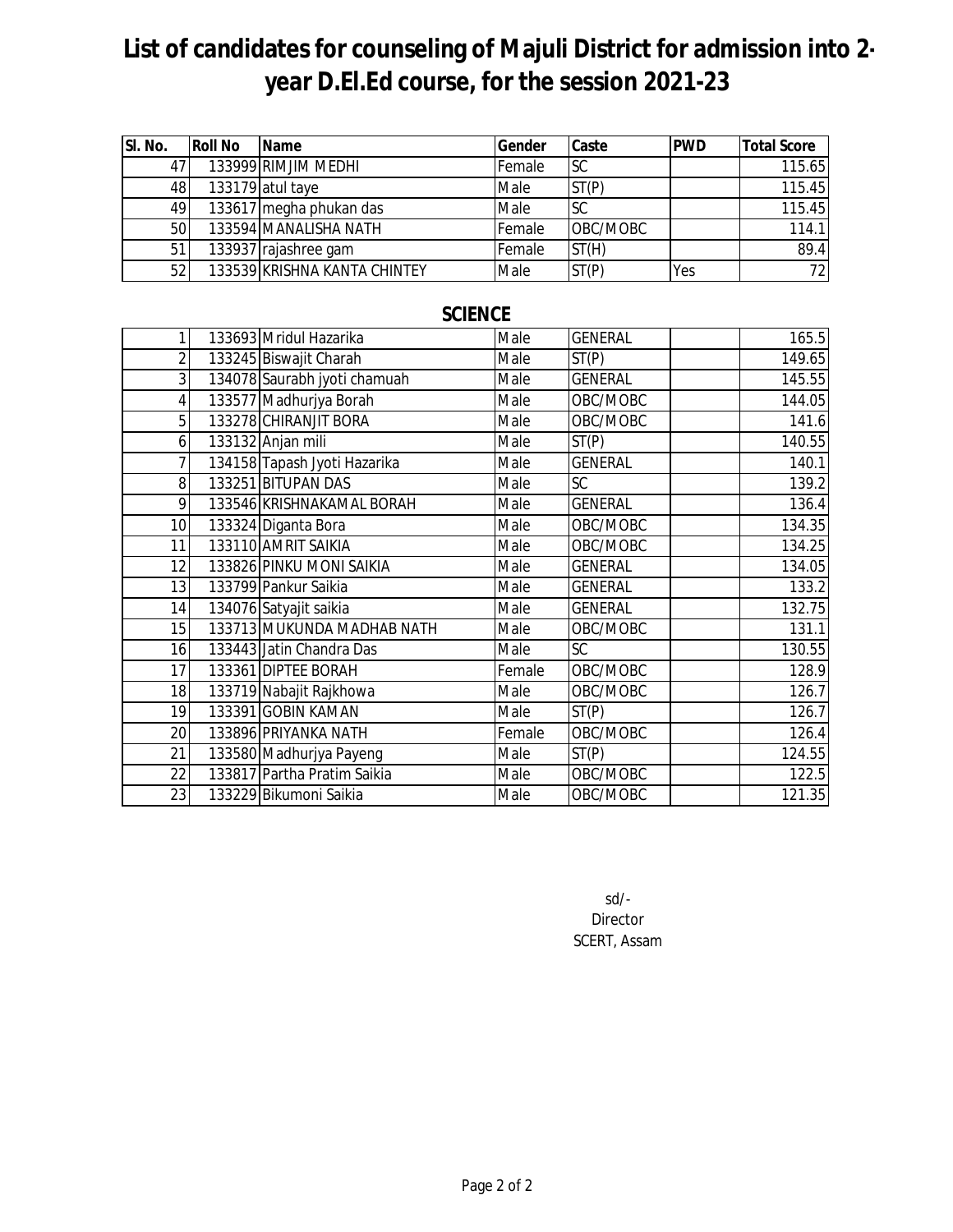# List of candidates for counseling of Majuli District for admission into 2-year D.El.Ed course, for the session 2021-23

| Sl. No. | Roll No | Name | Gender | Caste | PWD | Total Score |
|---|---|---|---|---|---|---|
| 47 | 133999 | RIMJIM MEDHI | Female | SC | | 115.65 |
| 48 | 133179 | atul taye | Male | ST(P) | | 115.45 |
| 49 | 133617 | megha phukan das | Male | SC | | 115.45 |
| 50 | 133594 | MANALISHA NATH | Female | OBC/MOBC | | 114.1 |
| 51 | 133937 | rajashree gam | Female | ST(H) | | 89.4 |
| 52 | 133539 | KRISHNA KANTA CHINTEY | Male | ST(P) | Yes | 72 |

## SCIENCE

| Sl. No. | Roll No | Name | Gender | Caste | PWD | Total Score |
|---|---|---|---|---|---|---|
| 1 | 133693 | Mridul Hazarika | Male | GENERAL | | 165.5 |
| 2 | 133245 | Biswajit Charah | Male | ST(P) | | 149.65 |
| 3 | 134078 | Saurabh jyoti chamuah | Male | GENERAL | | 145.55 |
| 4 | 133577 | Madhurjya Borah | Male | OBC/MOBC | | 144.05 |
| 5 | 133278 | CHIRANJIT BORA | Male | OBC/MOBC | | 141.6 |
| 6 | 133132 | Anjan mili | Male | ST(P) | | 140.55 |
| 7 | 134158 | Tapash Jyoti Hazarika | Male | GENERAL | | 140.1 |
| 8 | 133251 | BITUPAN DAS | Male | SC | | 139.2 |
| 9 | 133546 | KRISHNAKAMAL BORAH | Male | GENERAL | | 136.4 |
| 10 | 133324 | Diganta Bora | Male | OBC/MOBC | | 134.35 |
| 11 | 133110 | AMRIT SAIKIA | Male | OBC/MOBC | | 134.25 |
| 12 | 133826 | PINKU MONI SAIKIA | Male | GENERAL | | 134.05 |
| 13 | 133799 | Pankur Saikia | Male | GENERAL | | 133.2 |
| 14 | 134076 | Satyajit saikia | Male | GENERAL | | 132.75 |
| 15 | 133713 | MUKUNDA MADHAB NATH | Male | OBC/MOBC | | 131.1 |
| 16 | 133443 | Jatin Chandra Das | Male | SC | | 130.55 |
| 17 | 133361 | DIPTEE BORAH | Female | OBC/MOBC | | 128.9 |
| 18 | 133719 | Nabajit Rajkhowa | Male | OBC/MOBC | | 126.7 |
| 19 | 133391 | GOBIN KAMAN | Male | ST(P) | | 126.7 |
| 20 | 133896 | PRIYANKA NATH | Female | OBC/MOBC | | 126.4 |
| 21 | 133580 | Madhurjya Payeng | Male | ST(P) | | 124.55 |
| 22 | 133817 | Partha Pratim Saikia | Male | OBC/MOBC | | 122.5 |
| 23 | 133229 | Bikumoni Saikia | Male | OBC/MOBC | | 121.35 |

sd/-
Director
SCERT, Assam